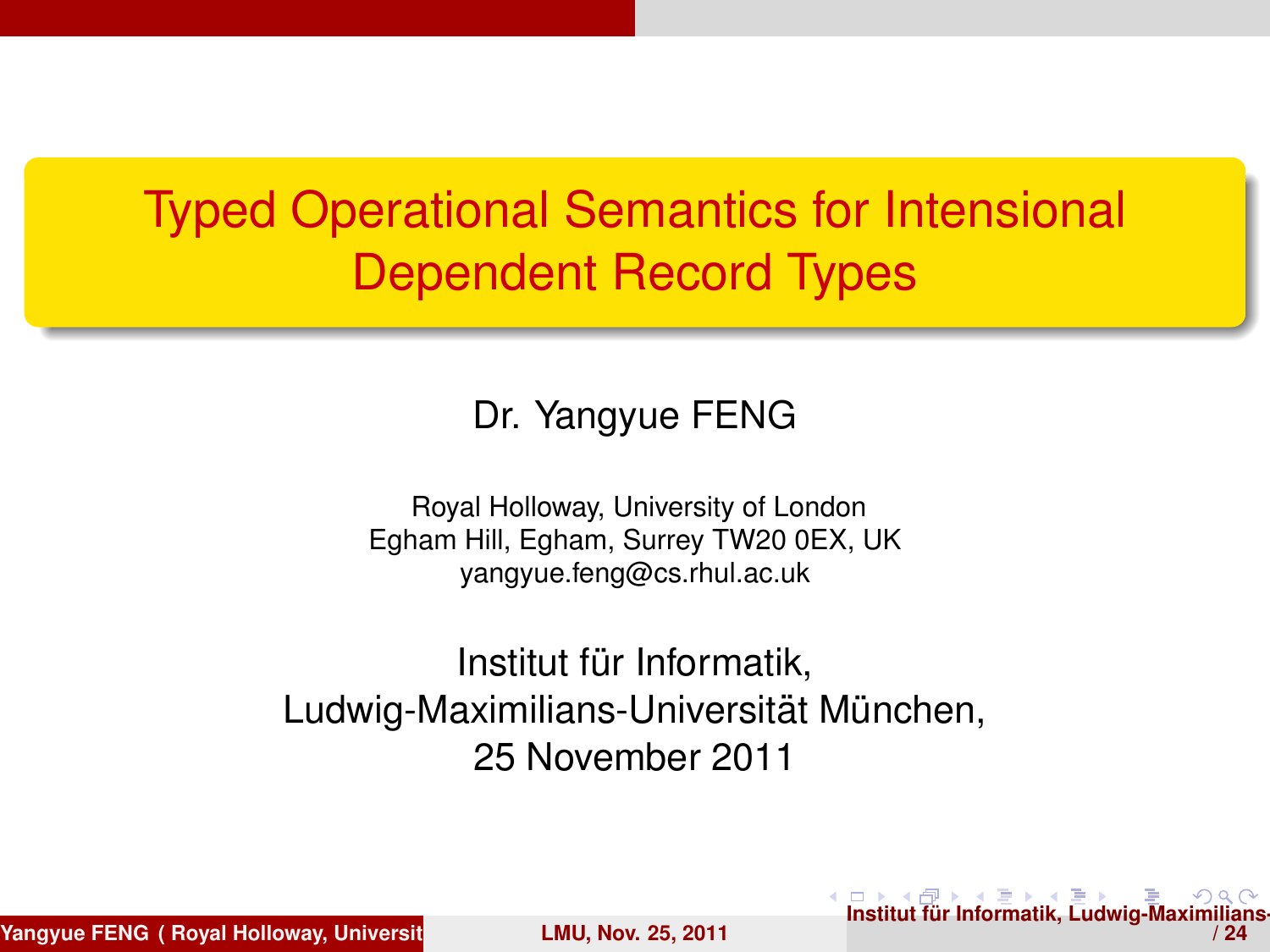# Typed Operational Semantics for Intensional Dependent Record Types

Dr. Yangyue FENG

Royal Holloway, University of London
Egham Hill, Egham, Surrey TW20 0EX, UK
yangyue.feng@cs.rhul.ac.uk

Institut für Informatik,
Ludwig-Maximilians-Universität München,
25 November 2011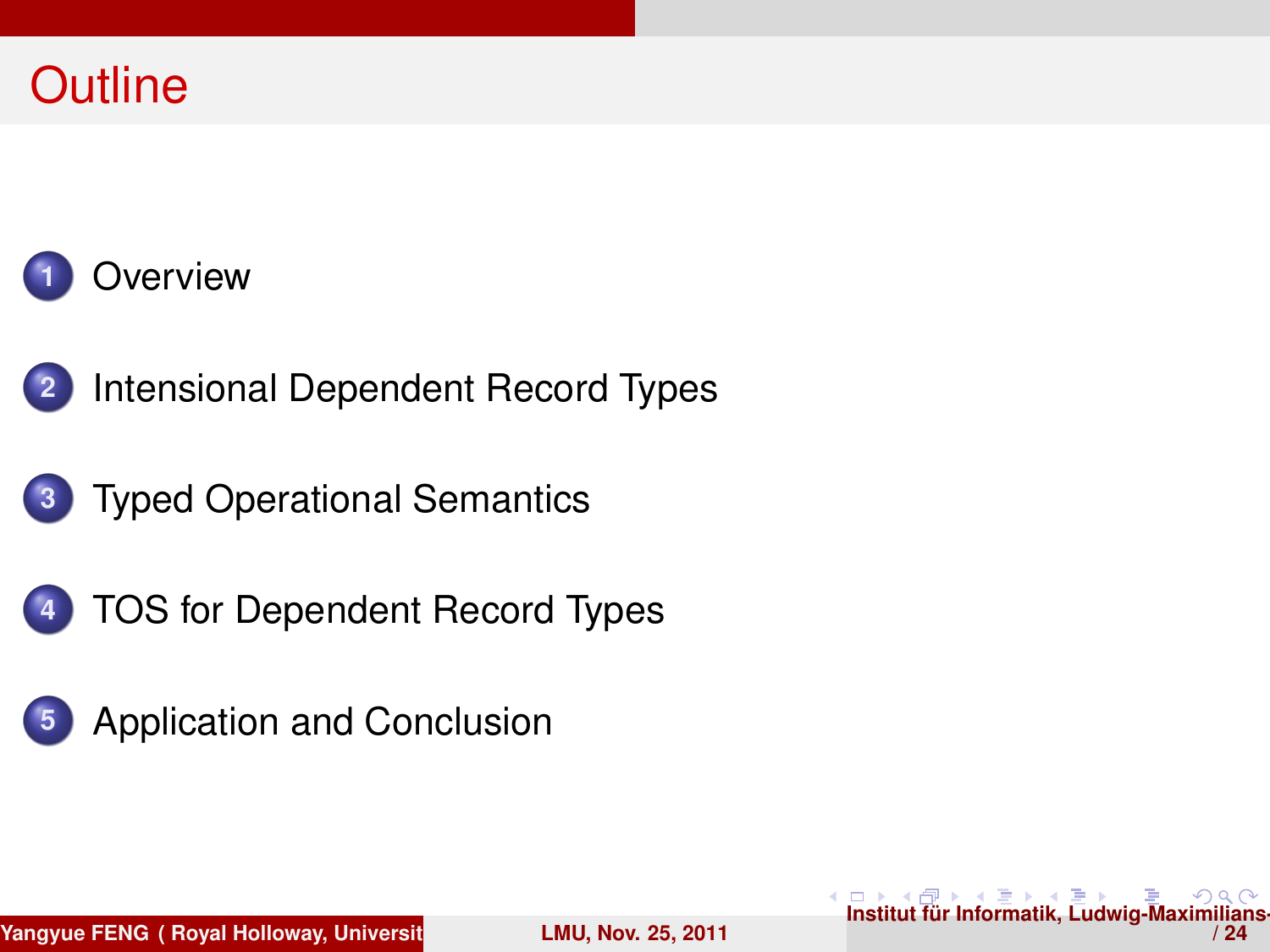# Outline

1. Overview
2. Intensional Dependent Record Types
3. Typed Operational Semantics
4. TOS for Dependent Record Types
5. Application and Conclusion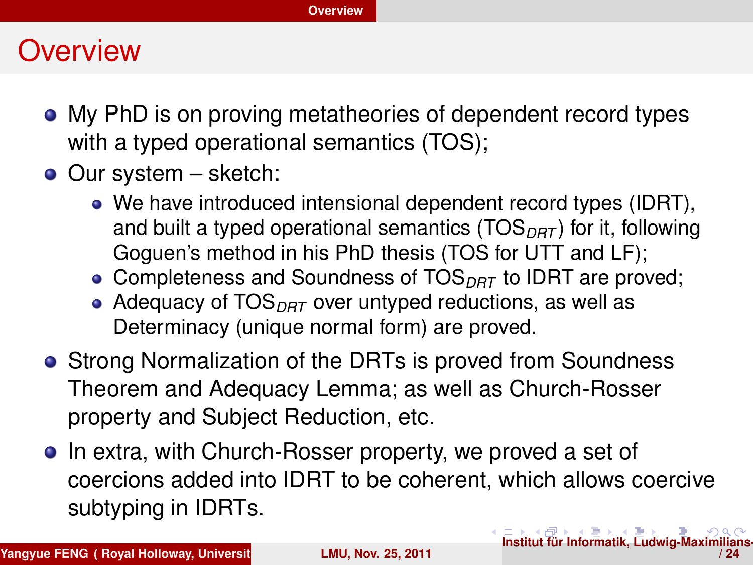# Overview

- My PhD is on proving metatheories of dependent record types with a typed operational semantics (TOS);
- Our system – sketch:
  - We have introduced intensional dependent record types (IDRT), and built a typed operational semantics ($TOS_{DRT}$) for it, following Goguen's method in his PhD thesis (TOS for UTT and LF);
  - Completeness and Soundness of $TOS_{DRT}$ to IDRT are proved;
  - Adequacy of $TOS_{DRT}$ over untyped reductions, as well as Determinacy (unique normal form) are proved.
- Strong Normalization of the DRTs is proved from Soundness Theorem and Adequacy Lemma; as well as Church-Rosser property and Subject Reduction, etc.
- In extra, with Church-Rosser property, we proved a set of coercions added into IDRT to be coherent, which allows coercive subtyping in IDRTs.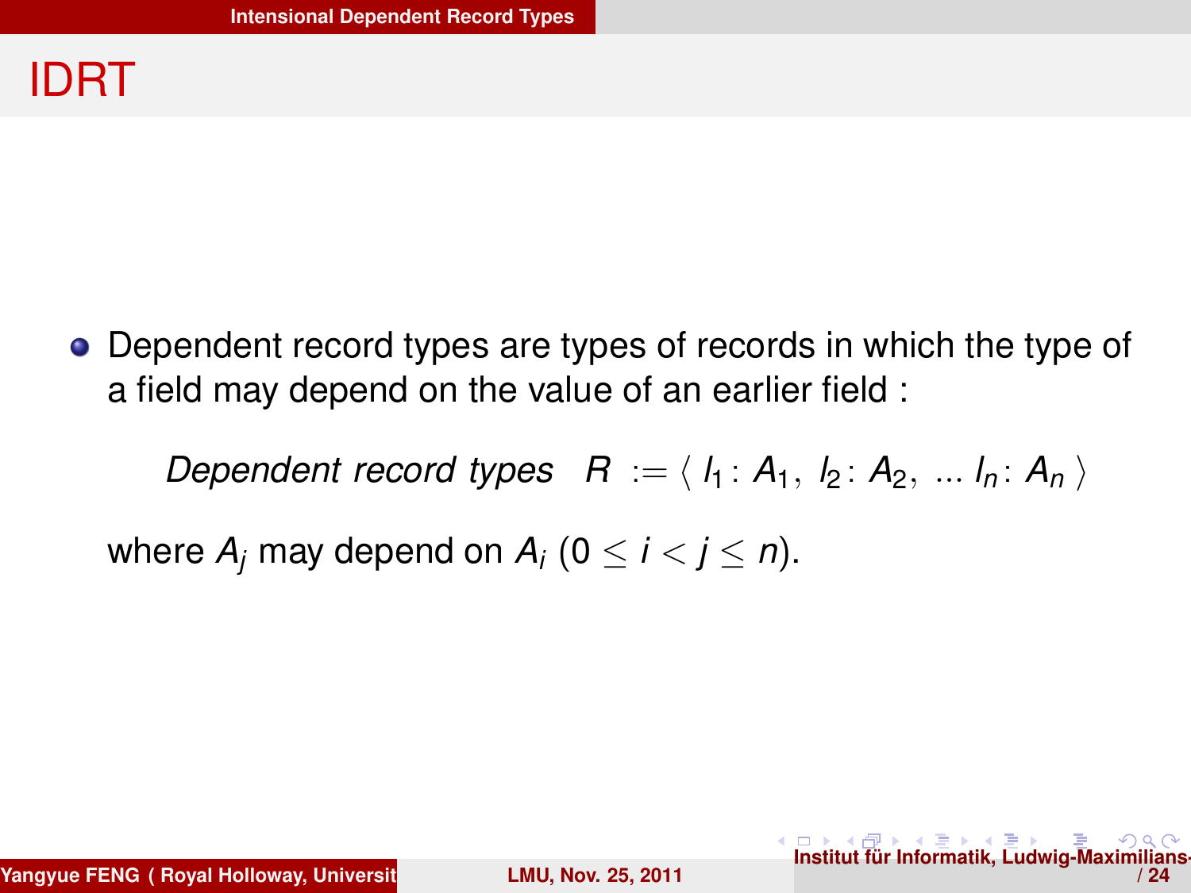# IDRT

- Dependent record types are types of records in which the type of a field may depend on the value of an earlier field :

  $$\textit{Dependent record types} \quad R := \langle\, l_1 : A_1,\ l_2 : A_2,\ \ldots\ l_n : A_n \,\rangle$$

  where $A_j$ may depend on $A_i$ ($0 \leq i < j \leq n$).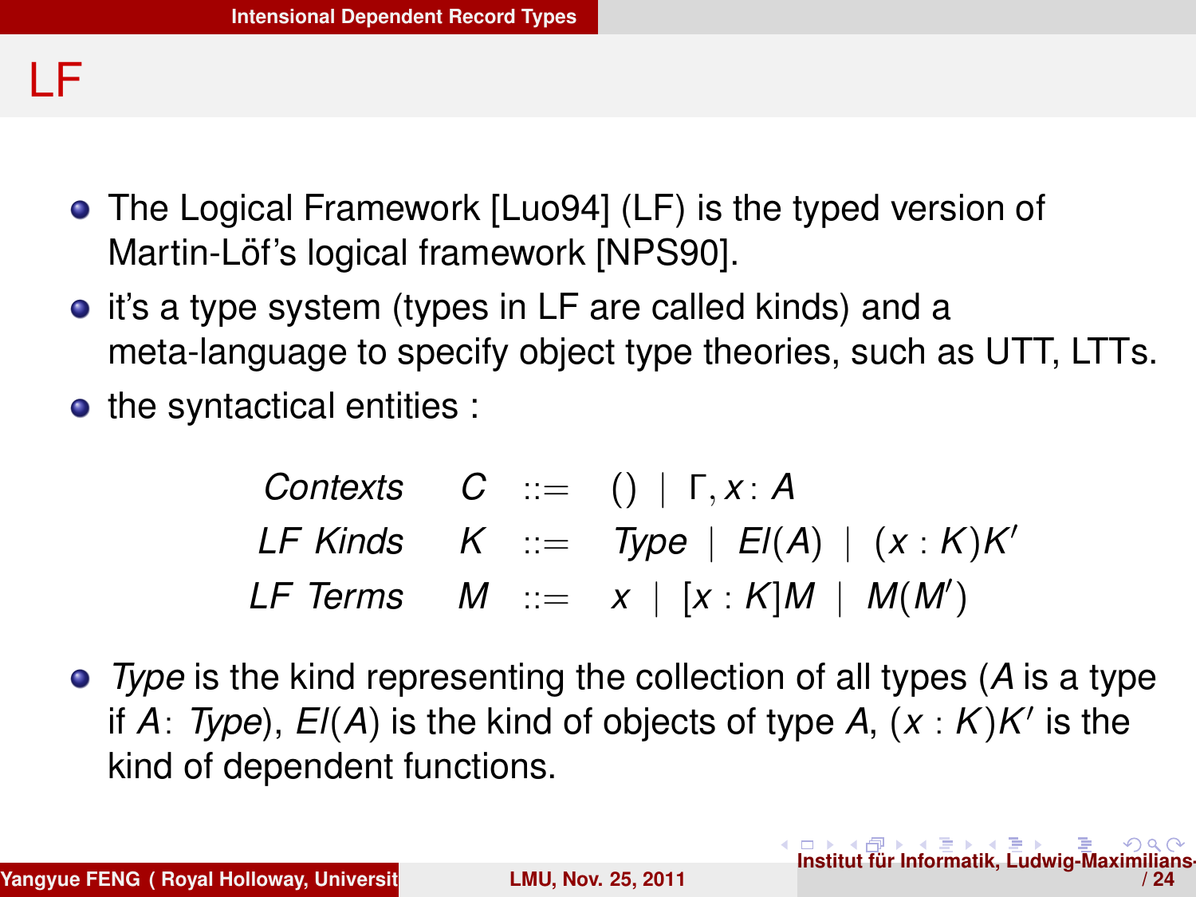# LF

- The Logical Framework [Luo94] (LF) is the typed version of Martin-Löf's logical framework [NPS90].
- it's a type system (types in LF are called kinds) and a meta-language to specify object type theories, such as UTT, LTTs.
- the syntactical entities :

$$
\begin{array}{lrcl}
\textit{Contexts} & C & ::= & () \mid \Gamma, x : A \\
\textit{LF Kinds} & K & ::= & \textit{Type} \mid \textit{El}(A) \mid (x : K)K' \\
\textit{LF Terms} & M & ::= & x \mid [x : K]M \mid M(M')
\end{array}
$$

- *Type* is the kind representing the collection of all types ($A$ is a type if $A$: *Type*), $El(A)$ is the kind of objects of type $A$, $(x : K)K'$ is the kind of dependent functions.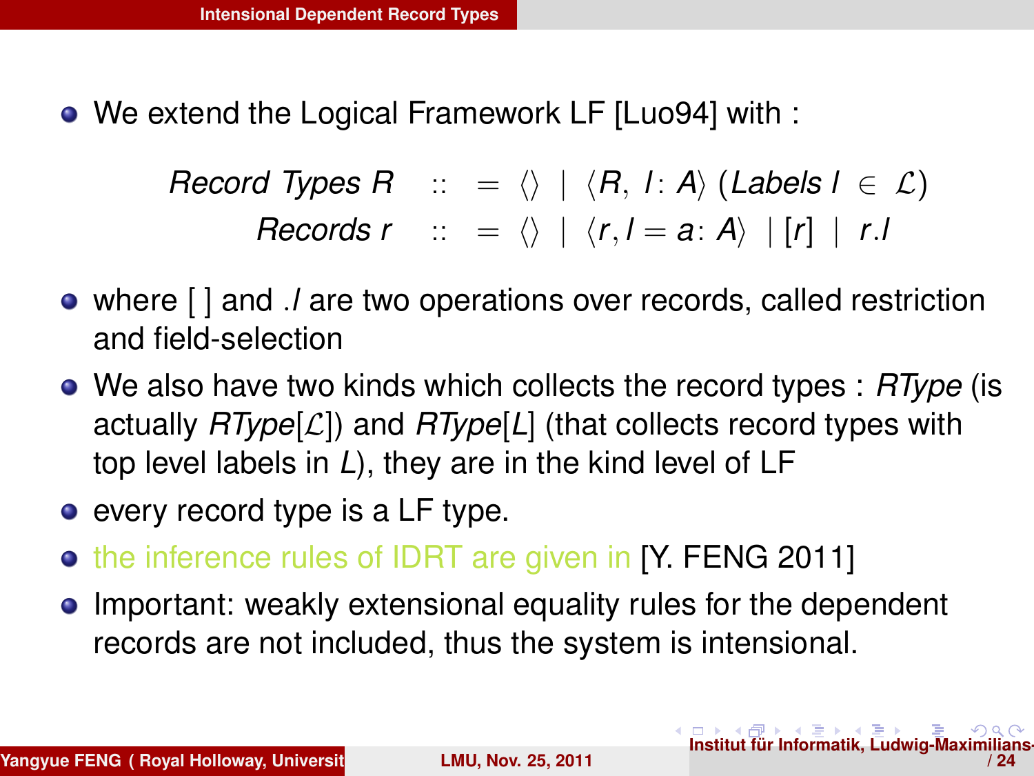- We extend the Logical Framework LF [Luo94] with :

$$\begin{aligned} \textit{Record Types } R \quad &::= \langle\rangle \mid \langle R,\ l : A\rangle \ (\textit{Labels } l \in \mathcal{L}) \\ \textit{Records } r \quad &::= \langle\rangle \mid \langle r, l = a : A\rangle \mid [r] \mid r.l \end{aligned}$$

- where [ ] and $.l$ are two operations over records, called restriction and field-selection
- We also have two kinds which collects the record types : *RType* (is actually $RType[\mathcal{L}]$) and $RType[L]$ (that collects record types with top level labels in $L$), they are in the kind level of LF
- every record type is a LF type.
- the inference rules of IDRT are given in [Y. FENG 2011]
- Important: weakly extensional equality rules for the dependent records are not included, thus the system is intensional.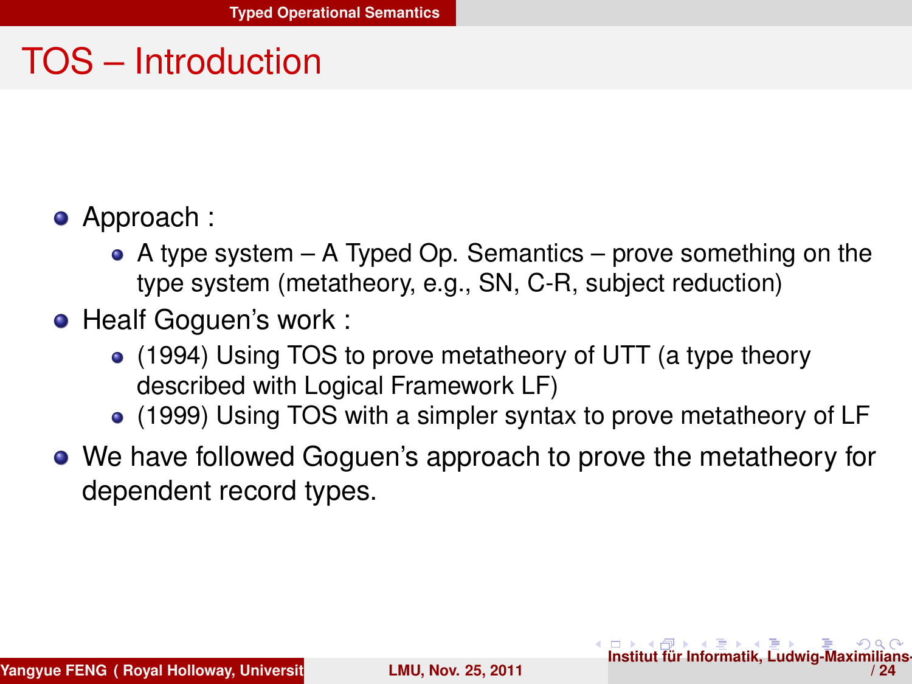# TOS – Introduction

- Approach :
  - A type system – A Typed Op. Semantics – prove something on the type system (metatheory, e.g., SN, C-R, subject reduction)
- Healf Goguen's work :
  - (1994) Using TOS to prove metatheory of UTT (a type theory described with Logical Framework LF)
  - (1999) Using TOS with a simpler syntax to prove metatheory of LF
- We have followed Goguen's approach to prove the metatheory for dependent record types.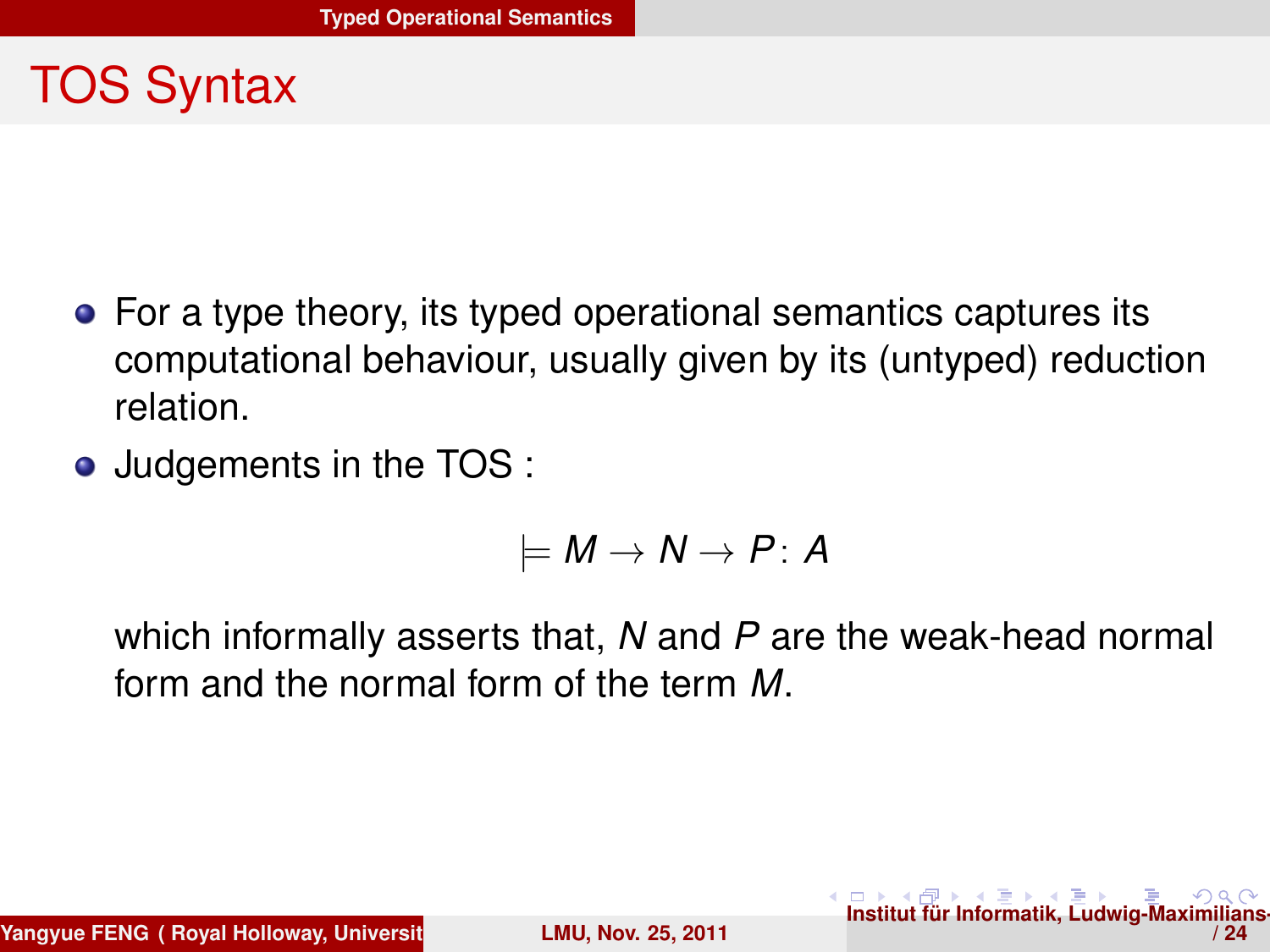# TOS Syntax

- For a type theory, its typed operational semantics captures its computational behaviour, usually given by its (untyped) reduction relation.
- Judgements in the TOS :

$$\models M \to N \to P : A$$

which informally asserts that, $N$ and $P$ are the weak-head normal form and the normal form of the term $M$.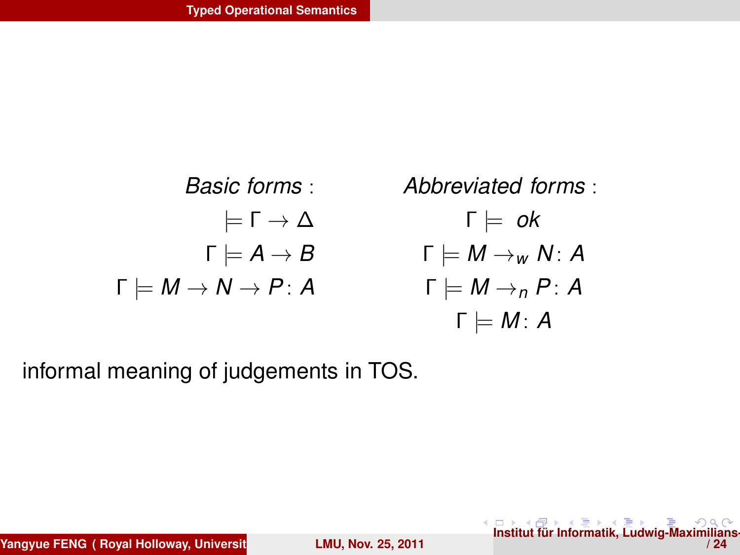## Typed Operational Semantics

$$
\begin{array}{rc}
\textit{Basic forms}: & \textit{Abbreviated forms}: \\
\models \Gamma \rightarrow \Delta & \Gamma \models \ \textit{ok} \\
\Gamma \models A \rightarrow B & \Gamma \models M \rightarrow_w N : A \\
\Gamma \models M \rightarrow N \rightarrow P : A & \Gamma \models M \rightarrow_n P : A \\
 & \Gamma \models M : A
\end{array}
$$

informal meaning of judgements in TOS.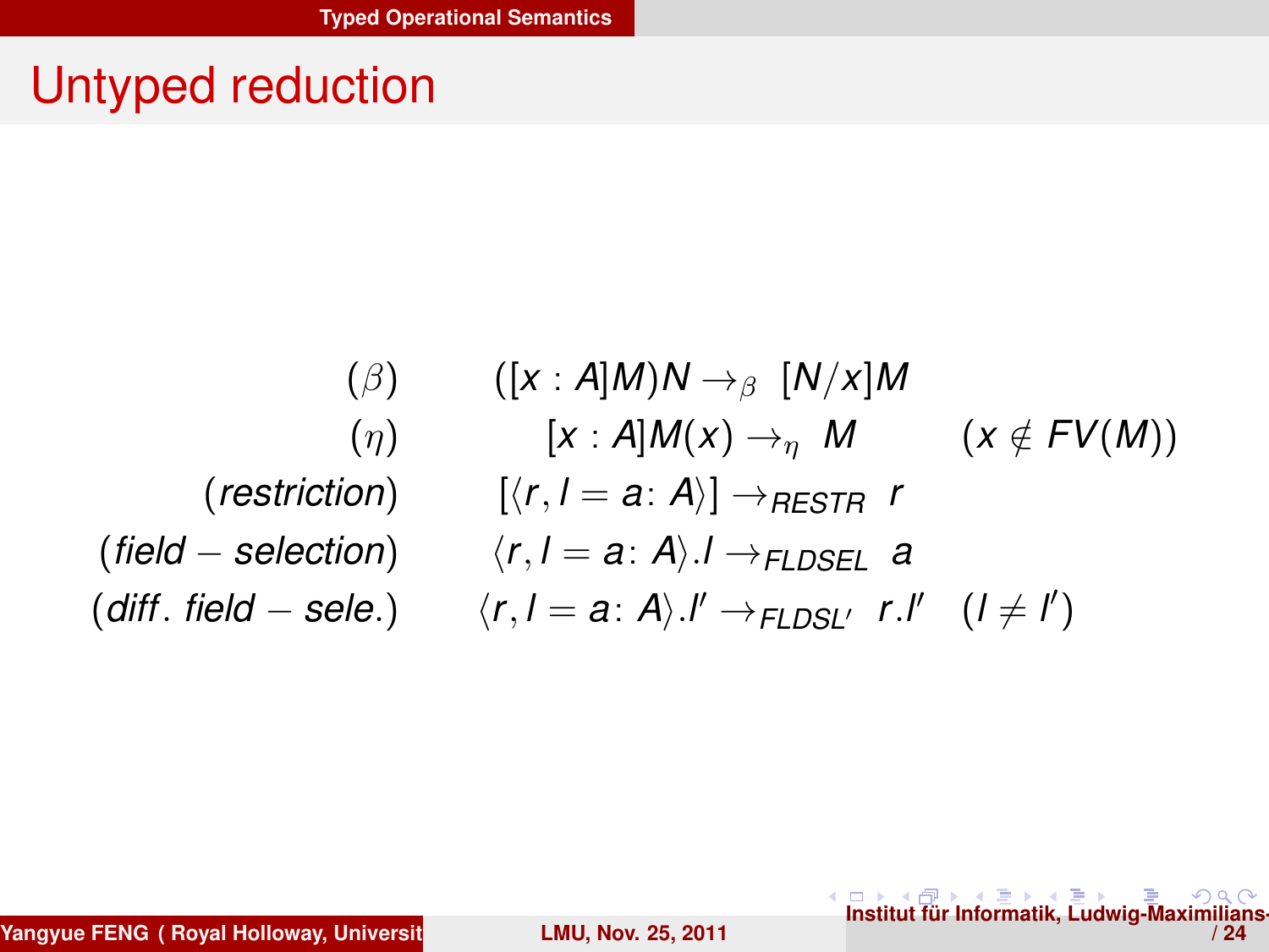# Untyped reduction

$$
\begin{array}{rll}
(\beta) & ([x:A]M)N \to_\beta [N/x]M & \\
(\eta) & [x:A]M(x) \to_\eta M & (x \notin FV(M)) \\
(restriction) & [\langle r, l = a\colon A\rangle] \to_{RESTR} r & \\
(field - selection) & \langle r, l = a\colon A\rangle.l \to_{FLDSEL} a & \\
(diff.\ field - sele.) & \langle r, l = a\colon A\rangle.l' \to_{FLDSL'} r.l' & (l \neq l')
\end{array}
$$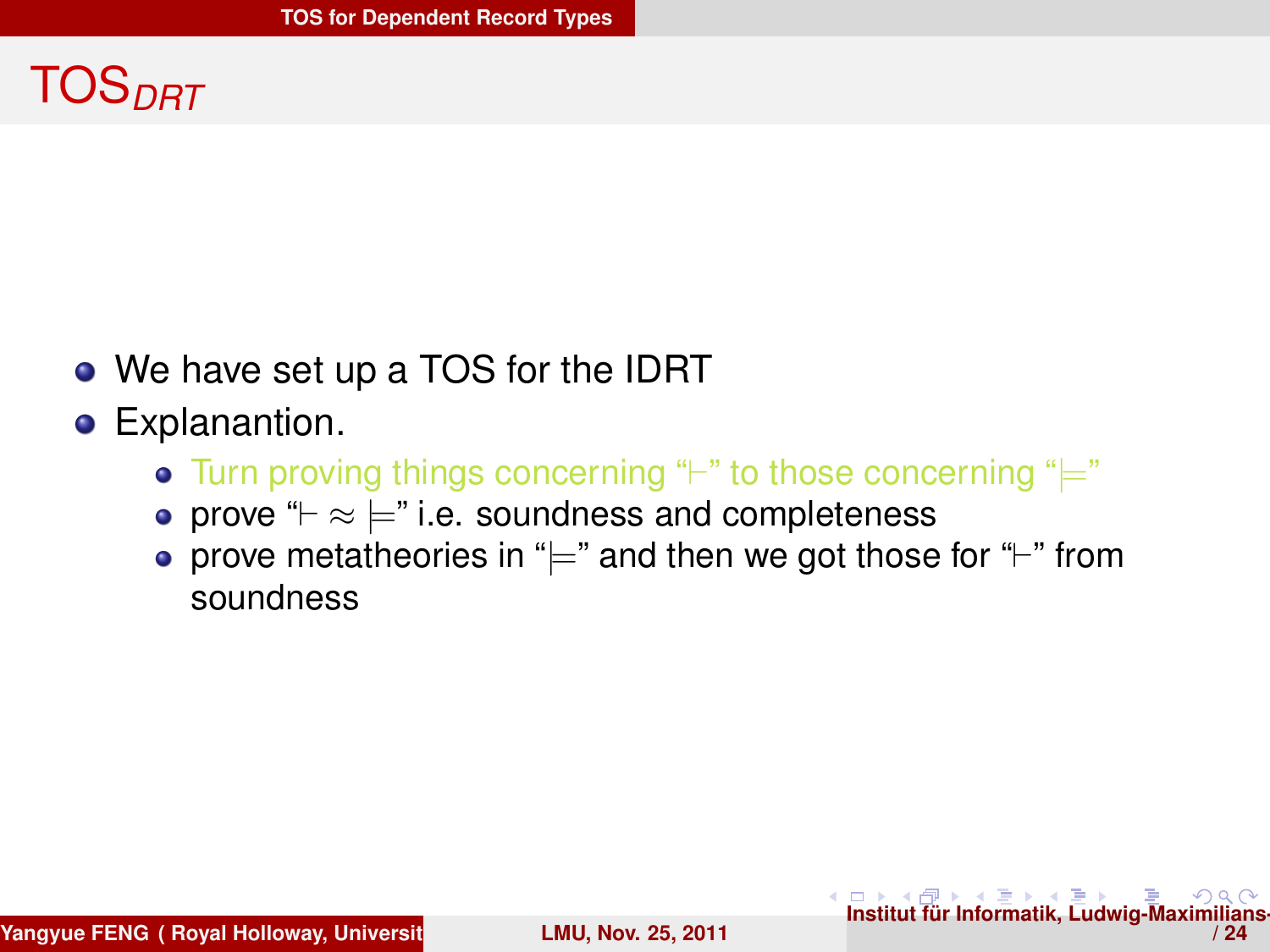# $\text{TOS}_{DRT}$

- We have set up a TOS for the IDRT
- Explanantion.
  - Turn proving things concerning "$\vdash$" to those concerning "$\models$"
  - prove "$\vdash \approx \models$" i.e. soundness and completeness
  - prove metatheories in "$\models$" and then we got those for "$\vdash$" from soundness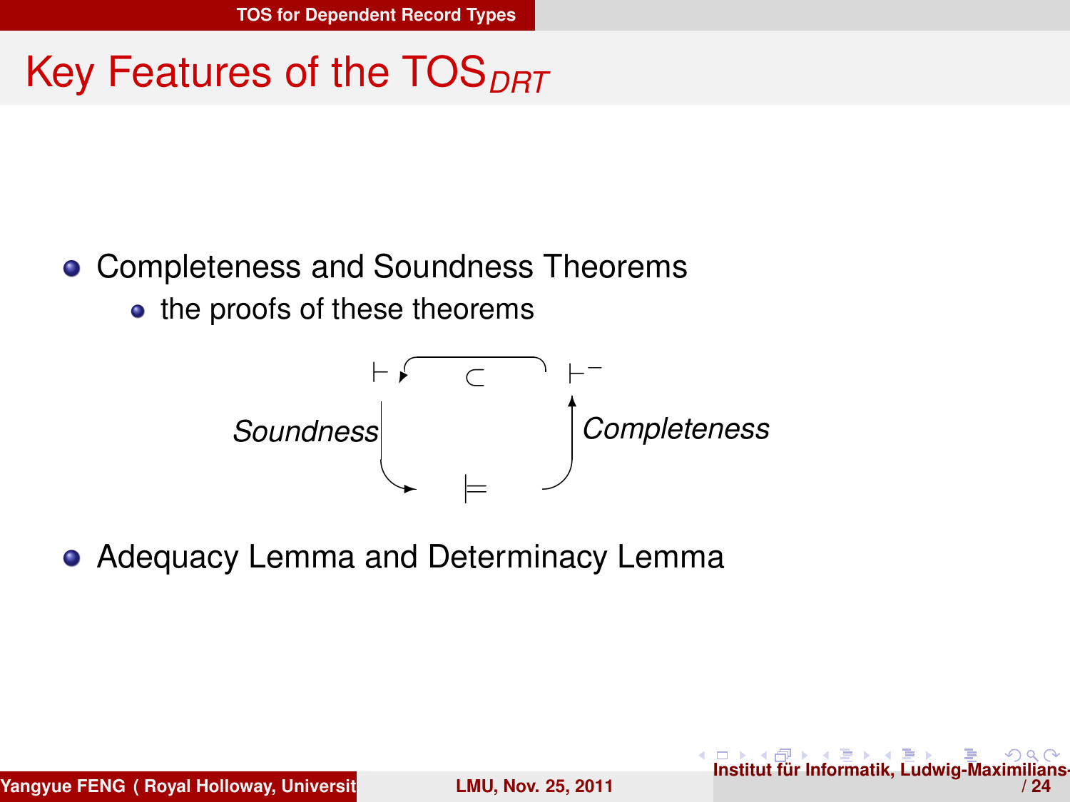# Key Features of the $\text{TOS}_{DRT}$

- Completeness and Soundness Theorems
  - the proofs of these theorems

$$\vdash \;\subset\; \vdash^{-}$$

*Soundness*: $\vdash \rightarrow \models$

*Completeness*: $\models \rightarrow \vdash^{-}$

- Adequacy Lemma and Determinacy Lemma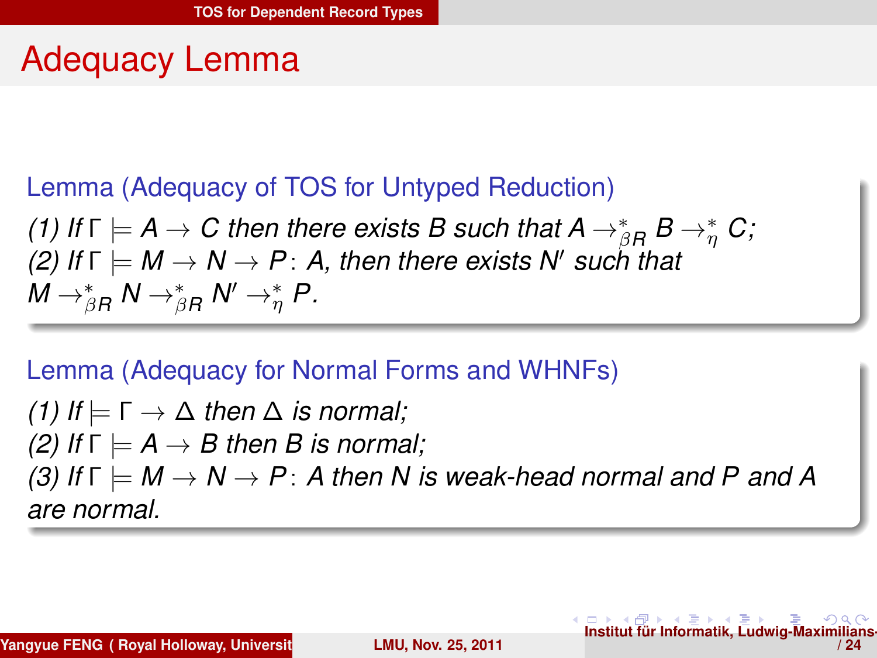# Adequacy Lemma

**Lemma (Adequacy of TOS for Untyped Reduction)**

*(1) If $\Gamma \models A \to C$ then there exists $B$ such that $A \to^*_{\beta R} B \to^*_{\eta} C$;*
*(2) If $\Gamma \models M \to N \to P : A$, then there exists $N'$ such that $M \to^*_{\beta R} N \to^*_{\beta R} N' \to^*_{\eta} P$.*

**Lemma (Adequacy for Normal Forms and WHNFs)**

*(1) If $\models \Gamma \to \Delta$ then $\Delta$ is normal;*
*(2) If $\Gamma \models A \to B$ then $B$ is normal;*
*(3) If $\Gamma \models M \to N \to P : A$ then $N$ is weak-head normal and $P$ and $A$ are normal.*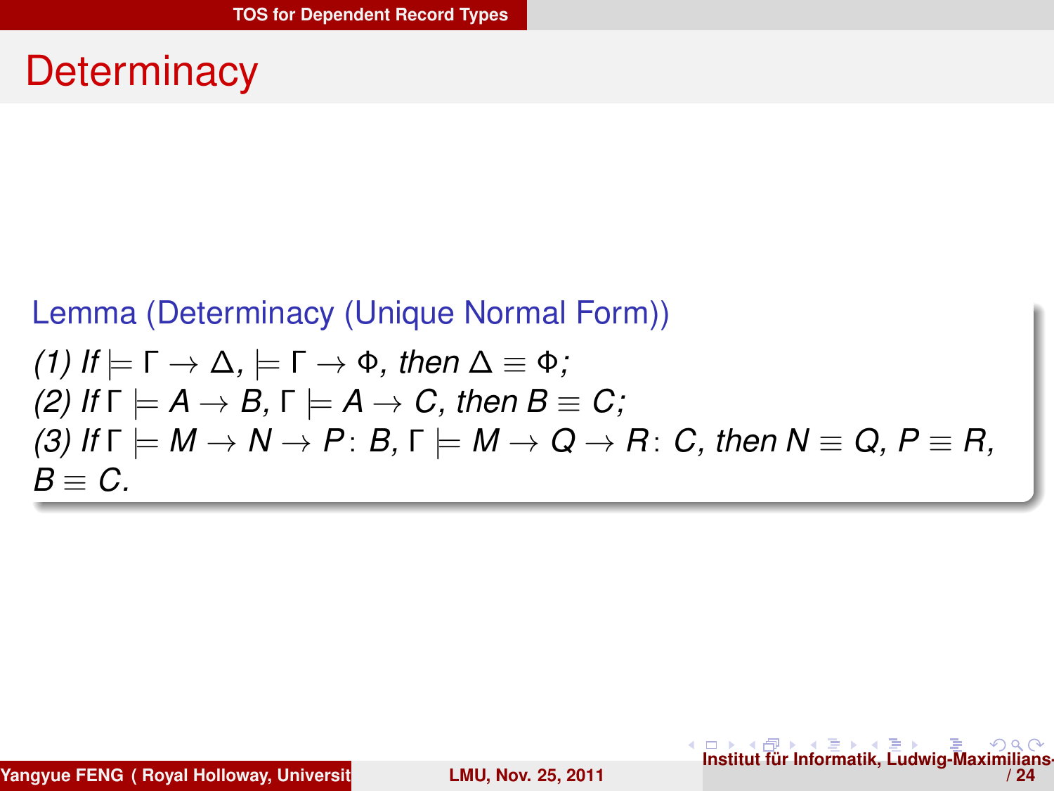# Determinacy

**Lemma (Determinacy (Unique Normal Form))**

*(1) If* $\models \Gamma \to \Delta$, $\models \Gamma \to \Phi$, *then* $\Delta \equiv \Phi$;
*(2) If* $\Gamma \models A \to B$, $\Gamma \models A \to C$, *then* $B \equiv C$;
*(3) If* $\Gamma \models M \to N \to P : B$, $\Gamma \models M \to Q \to R : C$, *then* $N \equiv Q$, $P \equiv R$, $B \equiv C$.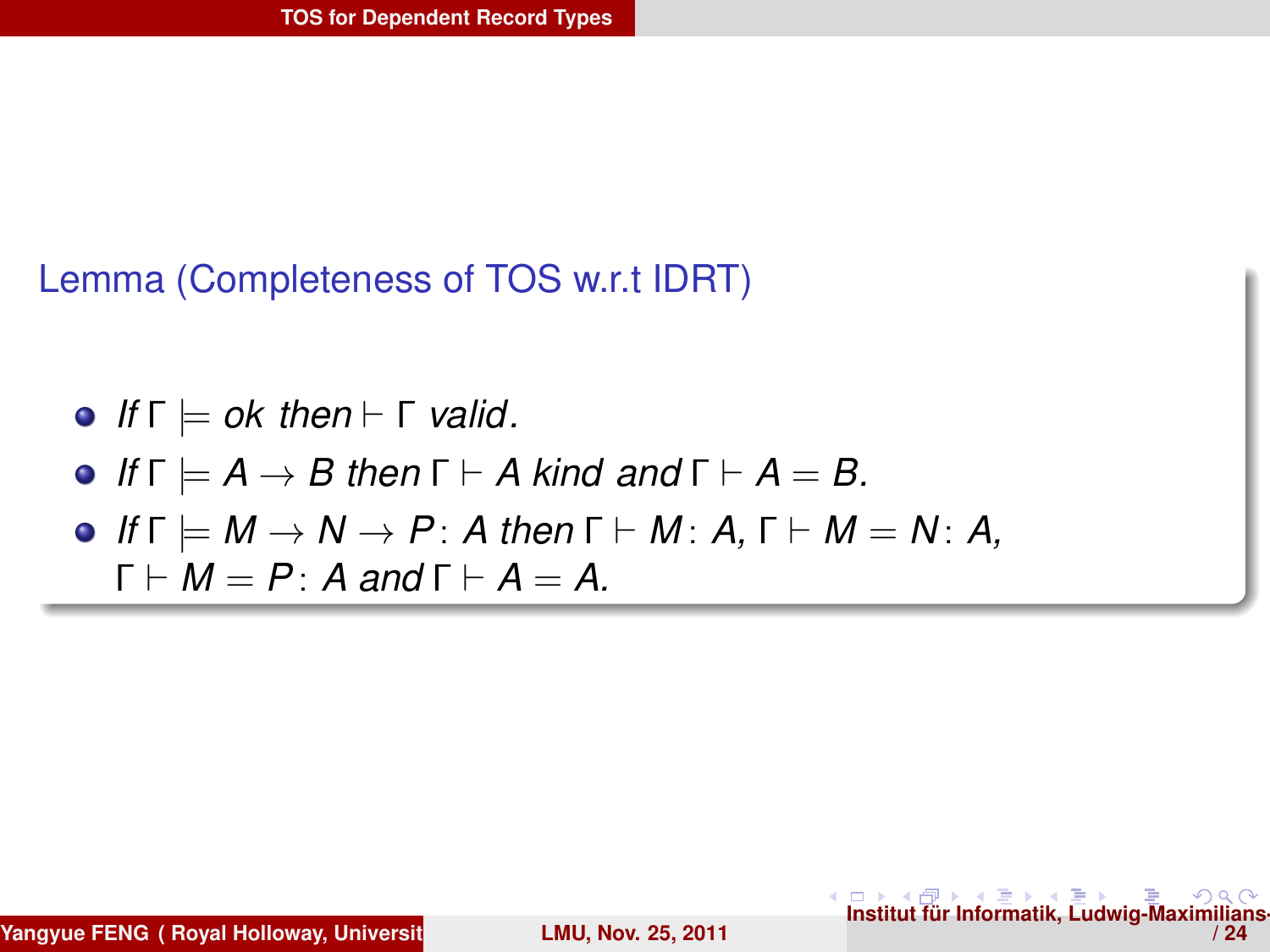**Lemma (Completeness of TOS w.r.t IDRT)**

- *If* $\Gamma \models ok$ *then* $\vdash \Gamma$ *valid.*
- *If* $\Gamma \models A \to B$ *then* $\Gamma \vdash A$ *kind and* $\Gamma \vdash A = B$*.*
- *If* $\Gamma \models M \to N \to P : A$ *then* $\Gamma \vdash M : A$, $\Gamma \vdash M = N : A$, $\Gamma \vdash M = P : A$ *and* $\Gamma \vdash A = A$*.*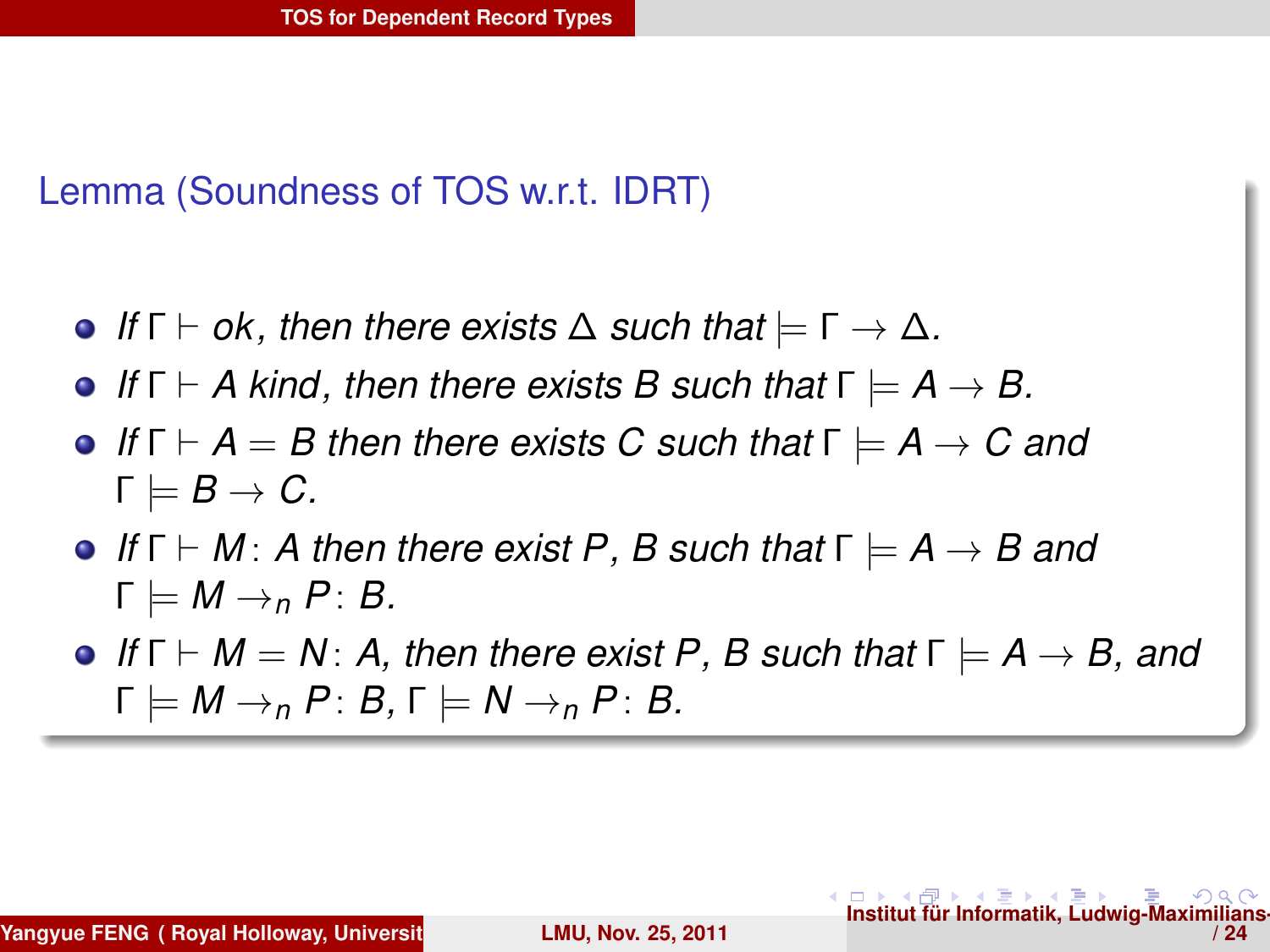**Lemma (Soundness of TOS w.r.t. IDRT)**

- *If* $\Gamma \vdash ok$*, then there exists* $\Delta$ *such that* $\models \Gamma \to \Delta$*.*
- *If* $\Gamma \vdash A$ *kind, then there exists* $B$ *such that* $\Gamma \models A \to B$*.*
- *If* $\Gamma \vdash A = B$ *then there exists* $C$ *such that* $\Gamma \models A \to C$ *and* $\Gamma \models B \to C$*.*
- *If* $\Gamma \vdash M : A$ *then there exist* $P, B$ *such that* $\Gamma \models A \to B$ *and* $\Gamma \models M \to_n P : B$*.*
- *If* $\Gamma \vdash M = N : A$*, then there exist* $P, B$ *such that* $\Gamma \models A \to B$*, and* $\Gamma \models M \to_n P : B$*,* $\Gamma \models N \to_n P : B$*.*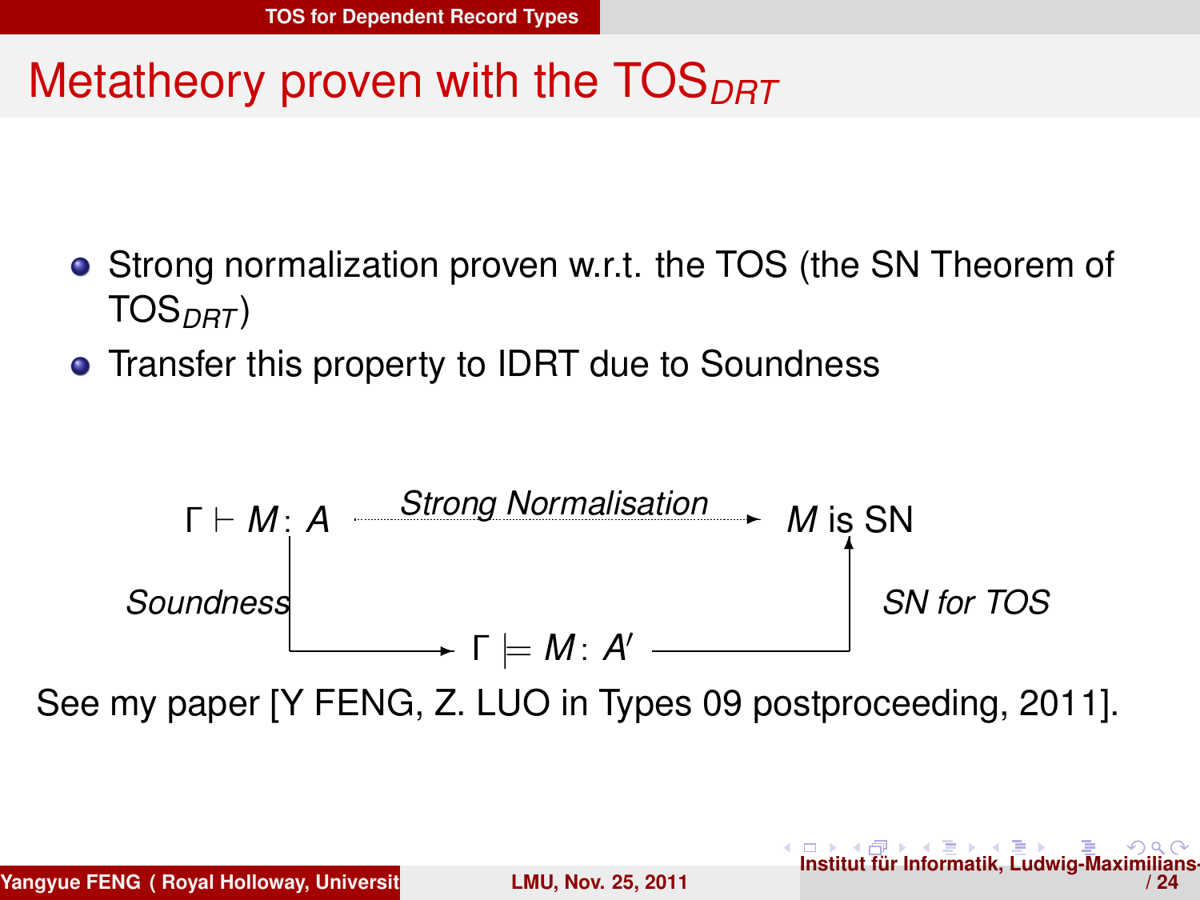# Metatheory proven with the $\text{TOS}_{DRT}$

- Strong normalization proven w.r.t. the TOS (the SN Theorem of $\text{TOS}_{DRT}$)
- Transfer this property to IDRT due to Soundness

$\Gamma \vdash M : A$ — *Strong Normalisation* → $M$ is SN

*Soundness*: $\Gamma \vdash M : A$ → $\Gamma \models M : A'$

*SN for TOS*: $\Gamma \models M : A'$ → $M$ is SN

See my paper [Y FENG, Z. LUO in Types 09 postproceeding, 2011].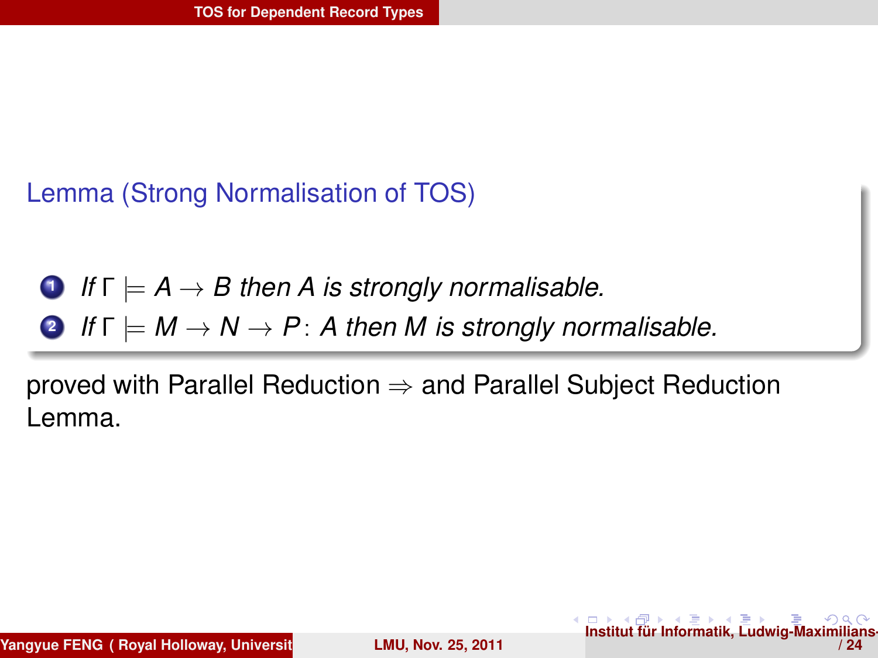**Lemma (Strong Normalisation of TOS)**

1. *If* $\Gamma \models A \rightarrow B$ *then* $A$ *is strongly normalisable.*
2. *If* $\Gamma \models M \rightarrow N \rightarrow P : A$ *then* $M$ *is strongly normalisable.*

proved with Parallel Reduction $\Rightarrow$ and Parallel Subject Reduction Lemma.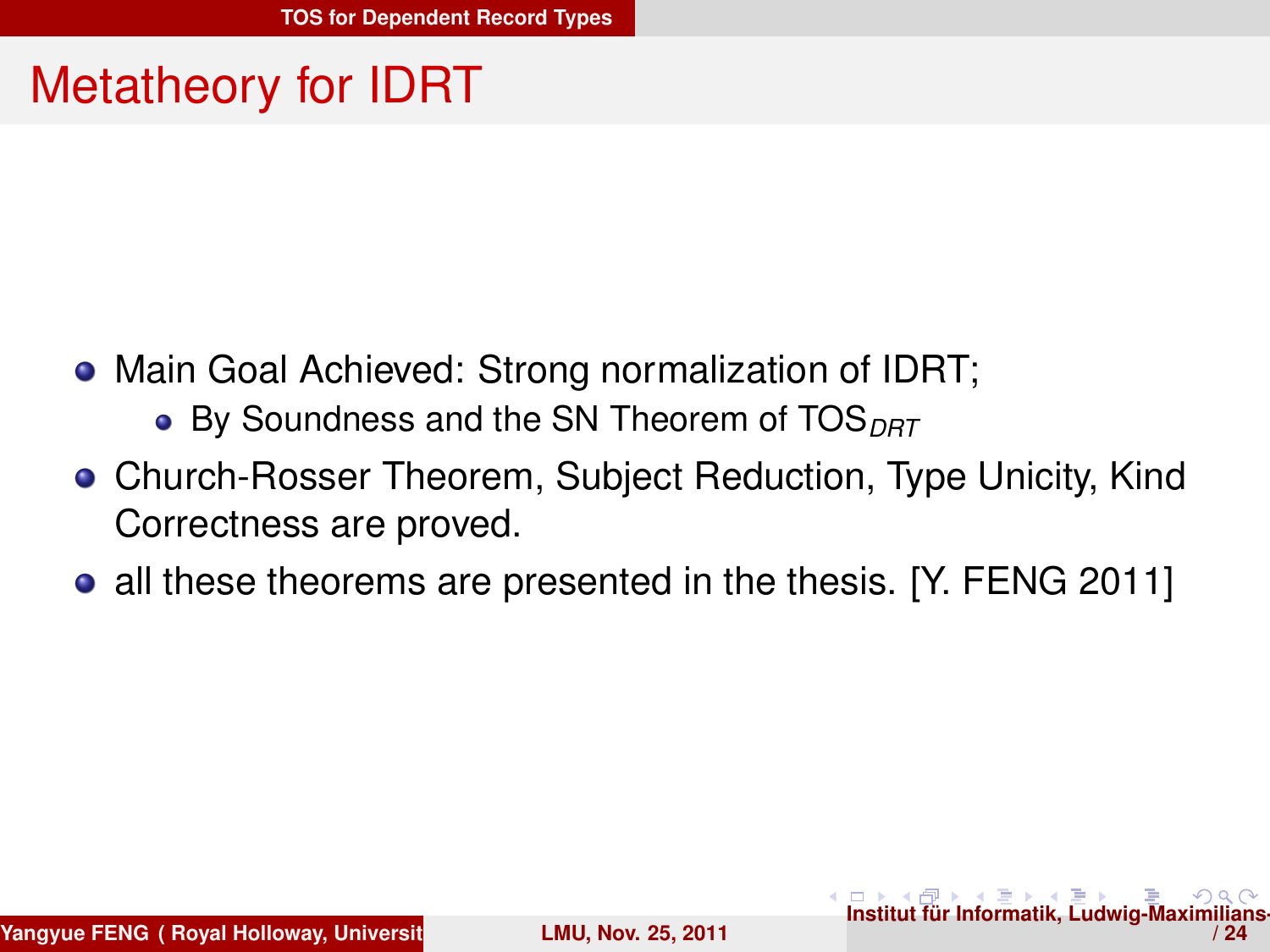# Metatheory for IDRT

- Main Goal Achieved: Strong normalization of IDRT;
  - By Soundness and the SN Theorem of $TOS_{DRT}$
- Church-Rosser Theorem, Subject Reduction, Type Unicity, Kind Correctness are proved.
- all these theorems are presented in the thesis. [Y. FENG 2011]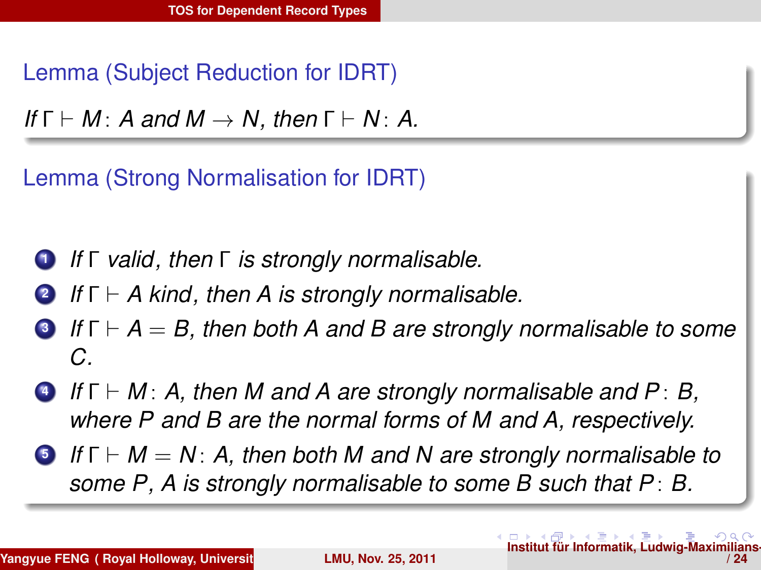**Lemma (Subject Reduction for IDRT)**

*If $\Gamma \vdash M : A$ and $M \to N$, then $\Gamma \vdash N : A$.*

**Lemma (Strong Normalisation for IDRT)**

1. *If $\Gamma$ valid, then $\Gamma$ is strongly normalisable.*
2. *If $\Gamma \vdash A$ kind, then $A$ is strongly normalisable.*
3. *If $\Gamma \vdash A = B$, then both $A$ and $B$ are strongly normalisable to some $C$.*
4. *If $\Gamma \vdash M : A$, then $M$ and $A$ are strongly normalisable and $P : B$, where $P$ and $B$ are the normal forms of $M$ and $A$, respectively.*
5. *If $\Gamma \vdash M = N : A$, then both $M$ and $N$ are strongly normalisable to some $P$, $A$ is strongly normalisable to some $B$ such that $P : B$.*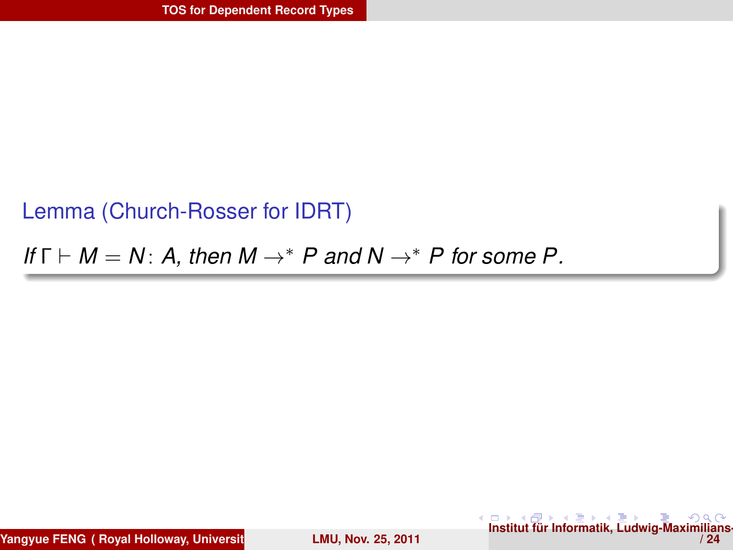**Lemma (Church-Rosser for IDRT)**

*If $\Gamma \vdash M = N : A$, then $M \to^* P$ and $N \to^* P$ for some $P$.*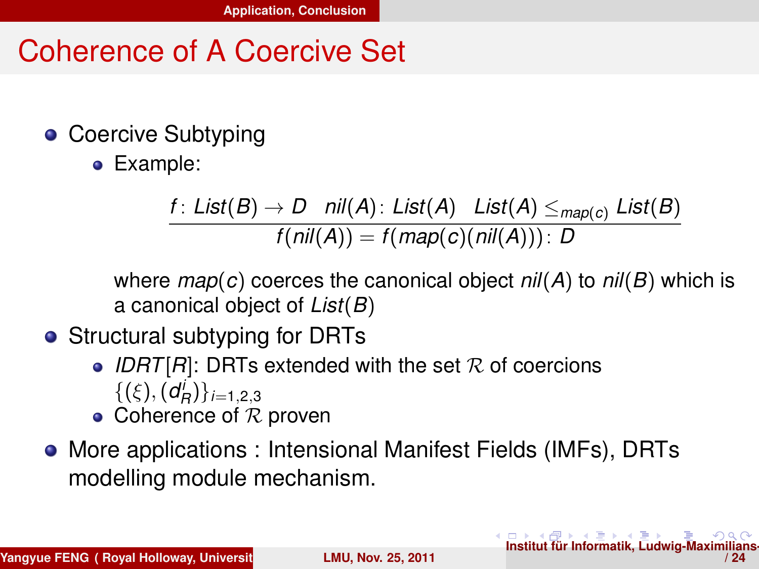# Coherence of A Coercive Set

- Coercive Subtyping
  - Example:

$$\frac{f : List(B) \to D \quad nil(A) : List(A) \quad List(A) \leq_{map(c)} List(B)}{f(nil(A)) = f(map(c)(nil(A))) : D}$$

  where $map(c)$ coerces the canonical object $nil(A)$ to $nil(B)$ which is a canonical object of $List(B)$

- Structural subtyping for DRTs
  - $IDRT[R]$: DRTs extended with the set $\mathcal{R}$ of coercions $\{(\xi), (d_R^i)\}_{i=1,2,3}$
  - Coherence of $\mathcal{R}$ proven
- More applications : Intensional Manifest Fields (IMFs), DRTs modelling module mechanism.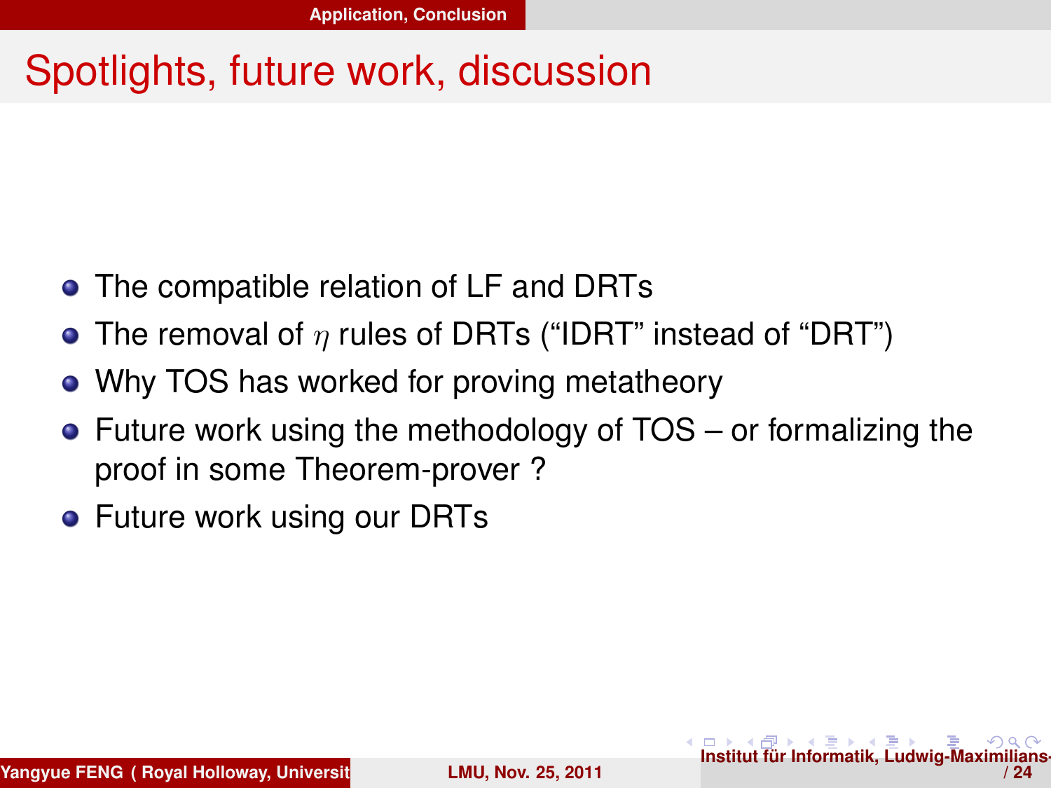# Spotlights, future work, discussion

- The compatible relation of LF and DRTs
- The removal of $\eta$ rules of DRTs (“IDRT” instead of “DRT”)
- Why TOS has worked for proving metatheory
- Future work using the methodology of TOS – or formalizing the proof in some Theorem-prover ?
- Future work using our DRTs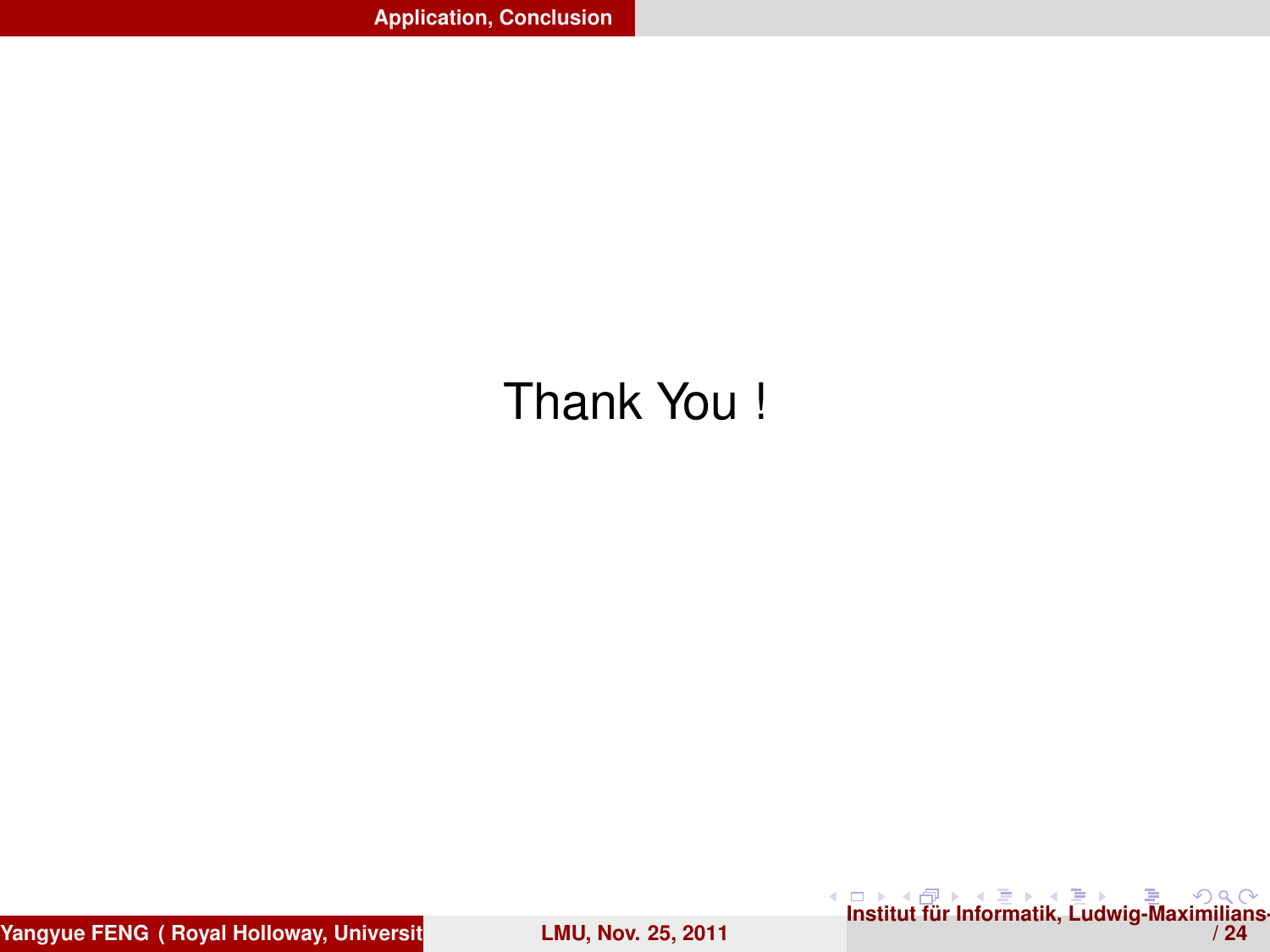Thank You !